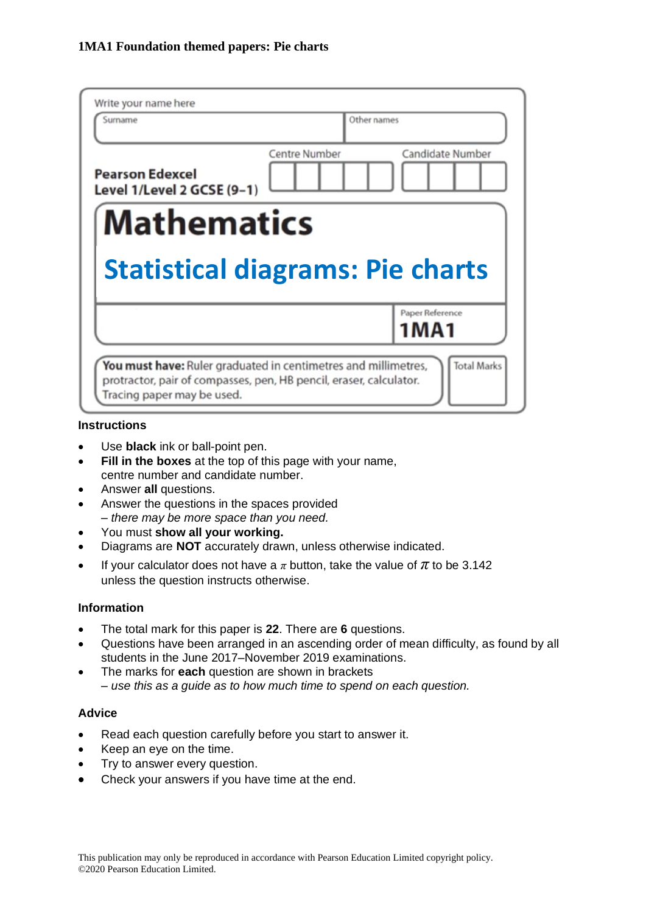**1MA1 Foundation themed papers: Pie charts**

Write your name here

| Surname | Other names |
| --- | --- |
| | |

**Pearson Edexcel**
**Level 1/Level 2 GCSE (9–1)**

Centre Number | Candidate Number

# Mathematics

## Statistical diagrams: Pie charts

Paper Reference **1MA1**

**You must have:** Ruler graduated in centimetres and millimetres, protractor, pair of compasses, pen, HB pencil, eraser, calculator. Tracing paper may be used.

Total Marks

### Instructions

- Use **black** ink or ball-point pen.
- **Fill in the boxes** at the top of this page with your name, centre number and candidate number.
- Answer **all** questions.
- Answer the questions in the spaces provided – *there may be more space than you need.*
- You must **show all your working.**
- Diagrams are **NOT** accurately drawn, unless otherwise indicated.
- If your calculator does not have a $\pi$ button, take the value of $\pi$ to be 3.142 unless the question instructs otherwise.

### Information

- The total mark for this paper is **22**. There are **6** questions.
- Questions have been arranged in an ascending order of mean difficulty, as found by all students in the June 2017–November 2019 examinations.
- The marks for **each** question are shown in brackets – *use this as a guide as to how much time to spend on each question.*

### Advice

- Read each question carefully before you start to answer it.
- Keep an eye on the time.
- Try to answer every question.
- Check your answers if you have time at the end.

This publication may only be reproduced in accordance with Pearson Education Limited copyright policy.
©2020 Pearson Education Limited.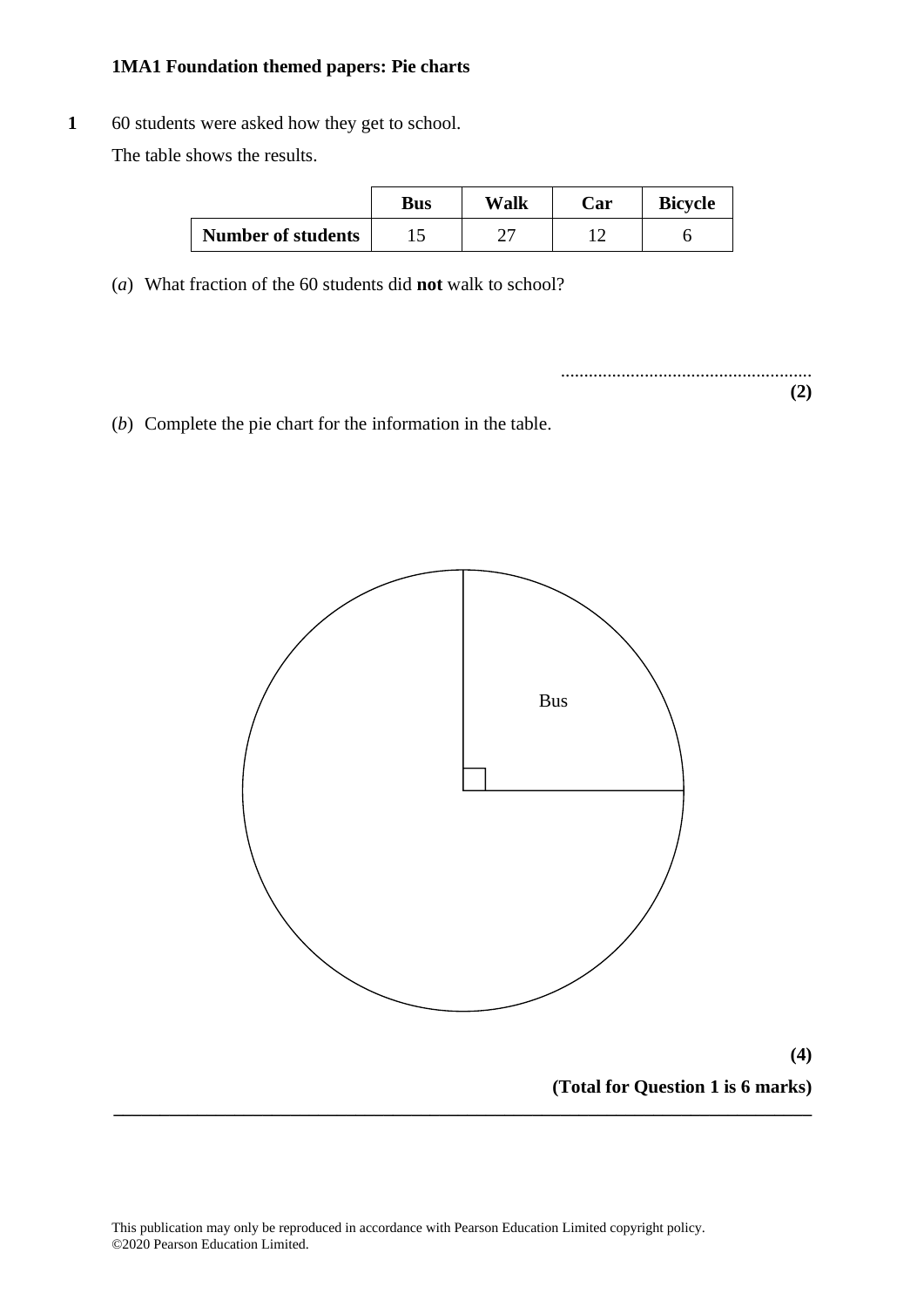**1MA1 Foundation themed papers: Pie charts**

**1** 60 students were asked how they get to school.

The table shows the results.

| | **Bus** | **Walk** | **Car** | **Bicycle** |
|---|---|---|---|---|
| **Number of students** | 15 | 27 | 12 | 6 |

(*a*) What fraction of the 60 students did **not** walk to school?

.......................................................

**(2)**

(*b*) Complete the pie chart for the information in the table.

Bus

**(4)**

**(Total for Question 1 is 6 marks)**

---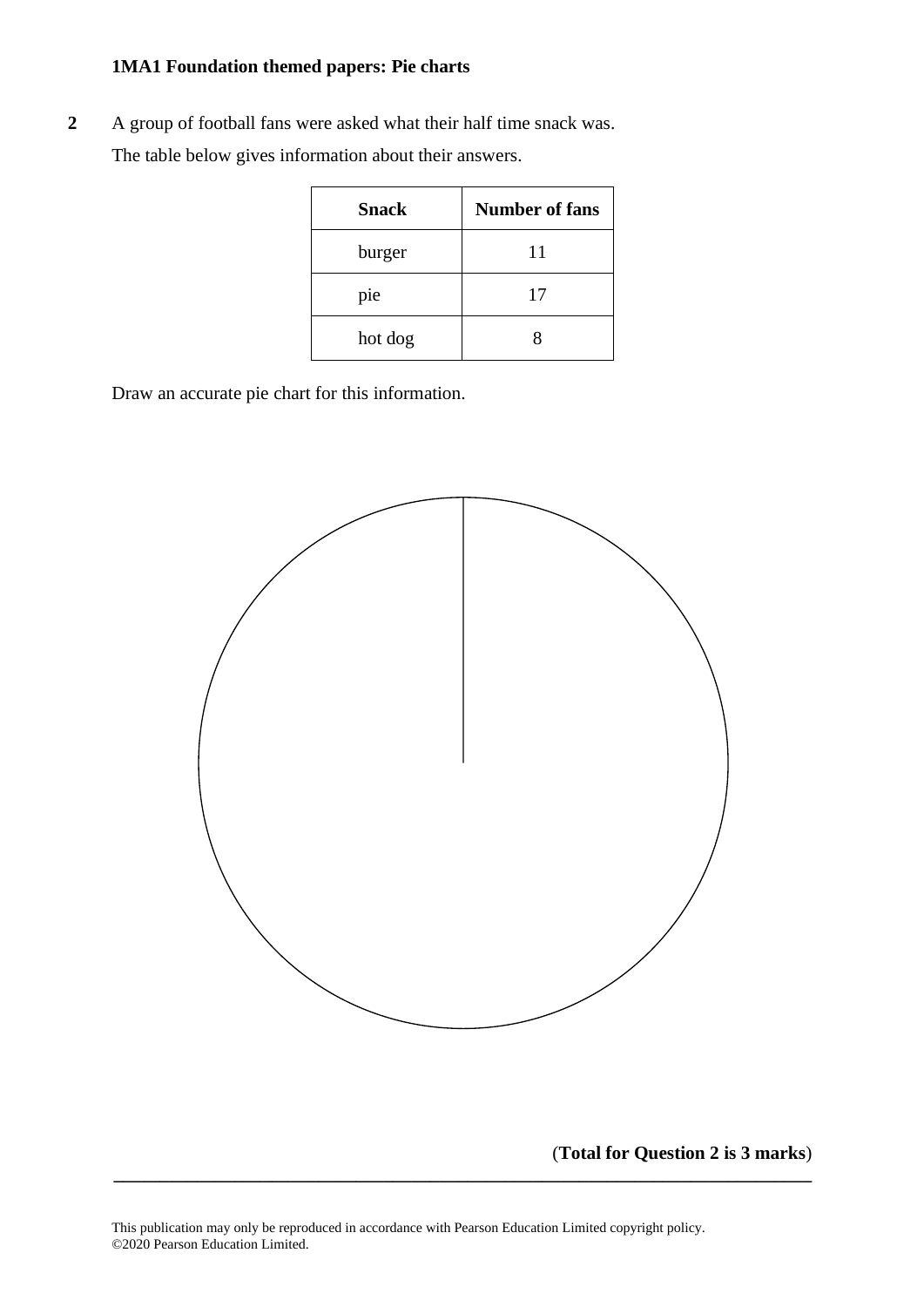**1MA1 Foundation themed papers: Pie charts**

**2** A group of football fans were asked what their half time snack was.

The table below gives information about their answers.

| **Snack** | **Number of fans** |
|---|---|
| burger | 11 |
| pie | 17 |
| hot dog | 8 |

Draw an accurate pie chart for this information.

(**Total for Question 2 is 3 marks**)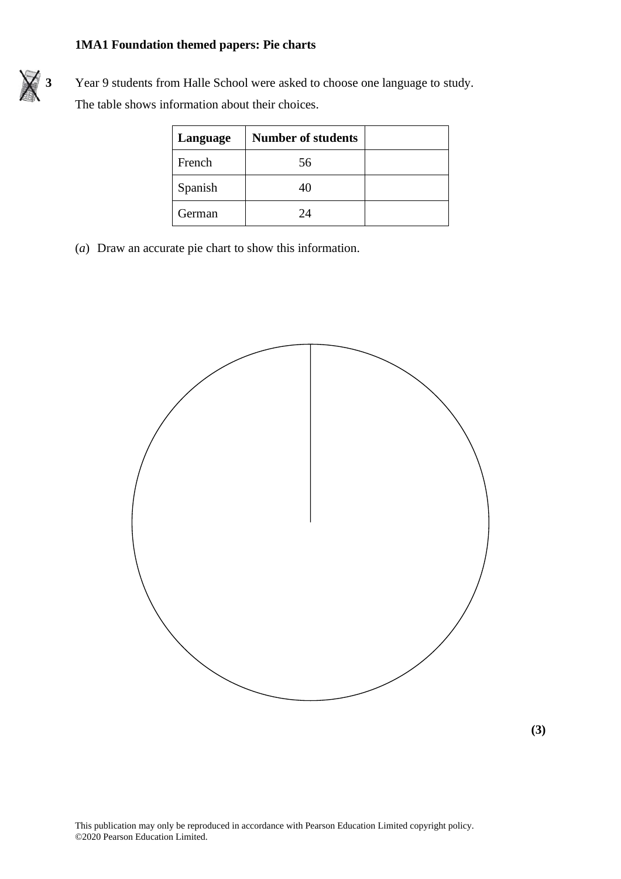**1MA1 Foundation themed papers: Pie charts**

**3** Year 9 students from Halle School were asked to choose one language to study.

The table shows information about their choices.

| Language | Number of students | |
|---|---|---|
| French | 56 | |
| Spanish | 40 | |
| German | 24 | |

(*a*) Draw an accurate pie chart to show this information.

**(3)**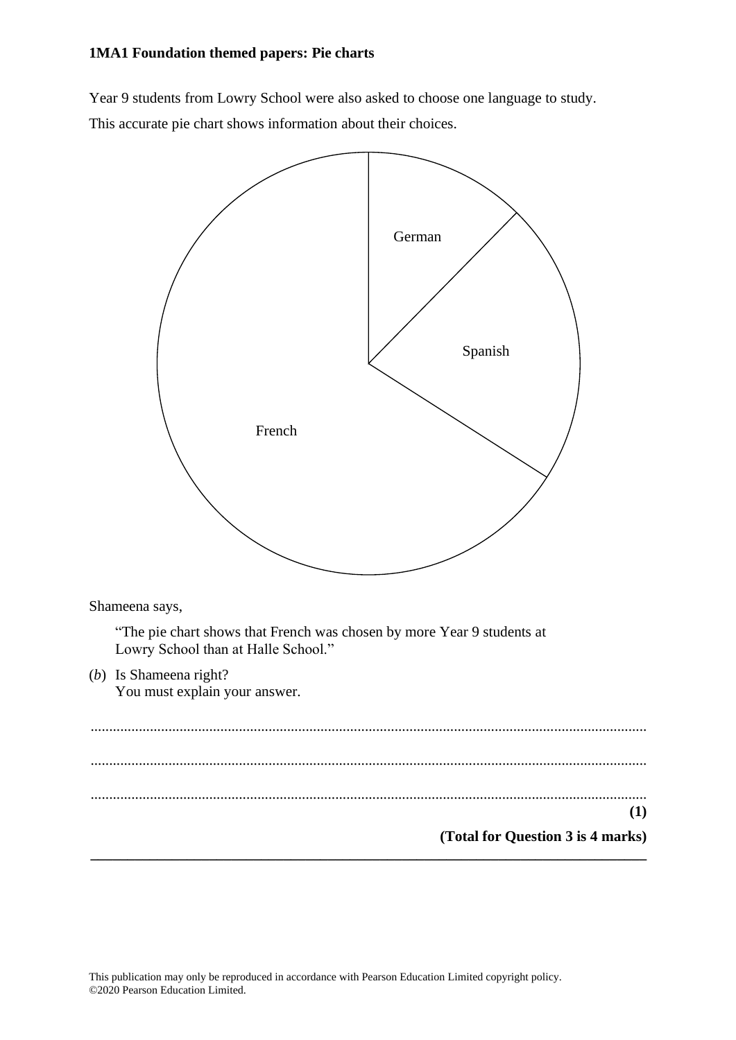Year 9 students from Lowry School were also asked to choose one language to study.

This accurate pie chart shows information about their choices.

German

Spanish

French

Shameena says,

> "The pie chart shows that French was chosen by more Year 9 students at Lowry School than at Halle School."

(*b*) Is Shameena right?
You must explain your answer.

.......................................................................................................................................

.......................................................................................................................................

.......................................................................................................................................

**(1)**

**(Total for Question 3 is 4 marks)**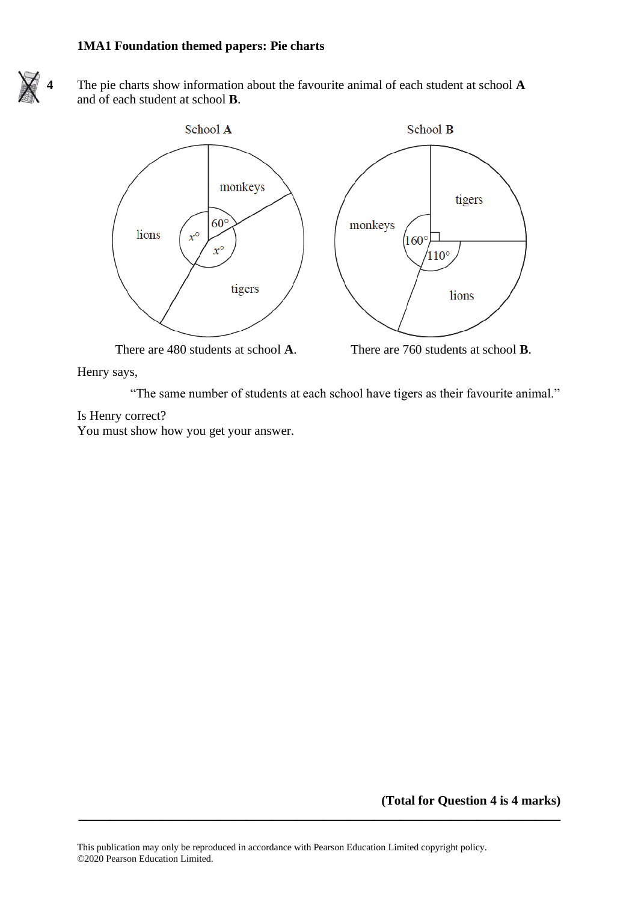**1MA1 Foundation themed papers: Pie charts**

**4** The pie charts show information about the favourite animal of each student at school **A** and of each student at school **B**.

School **A**

monkeys, lions, tigers — $60°$, $x°$, $x°$

School **B**

tigers, monkeys, lions — $160°$, $110°$, right angle

There are 480 students at school **A**.

There are 760 students at school **B**.

Henry says,

"The same number of students at each school have tigers as their favourite animal."

Is Henry correct?
You must show how you get your answer.

**(Total for Question 4 is 4 marks)**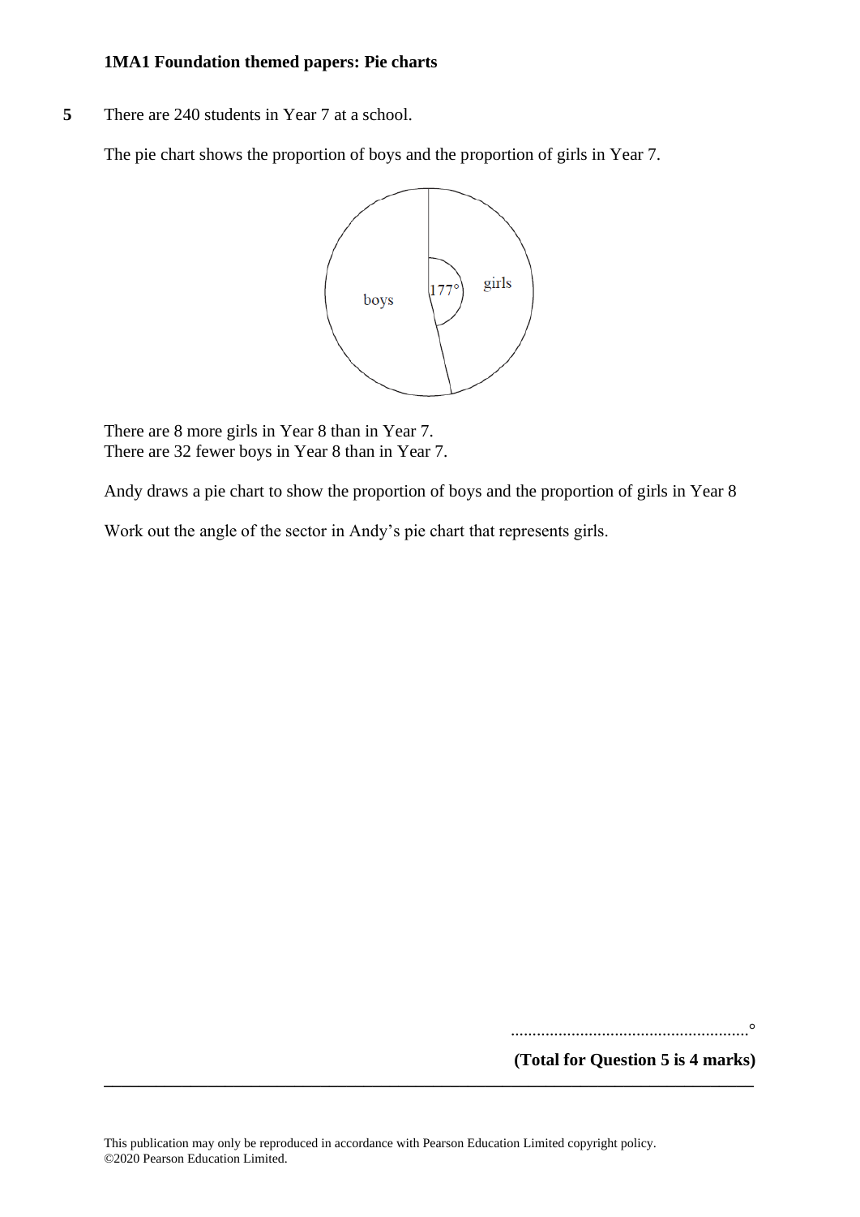**1MA1 Foundation themed papers: Pie charts**

**5** There are 240 students in Year 7 at a school.

The pie chart shows the proportion of boys and the proportion of girls in Year 7.

There are 8 more girls in Year 8 than in Year 7.
There are 32 fewer boys in Year 8 than in Year 7.

Andy draws a pie chart to show the proportion of boys and the proportion of girls in Year 8

Work out the angle of the sector in Andy's pie chart that represents girls.

.......................................................°

**(Total for Question 5 is 4 marks)**

---

This publication may only be reproduced in accordance with Pearson Education Limited copyright policy.
©2020 Pearson Education Limited.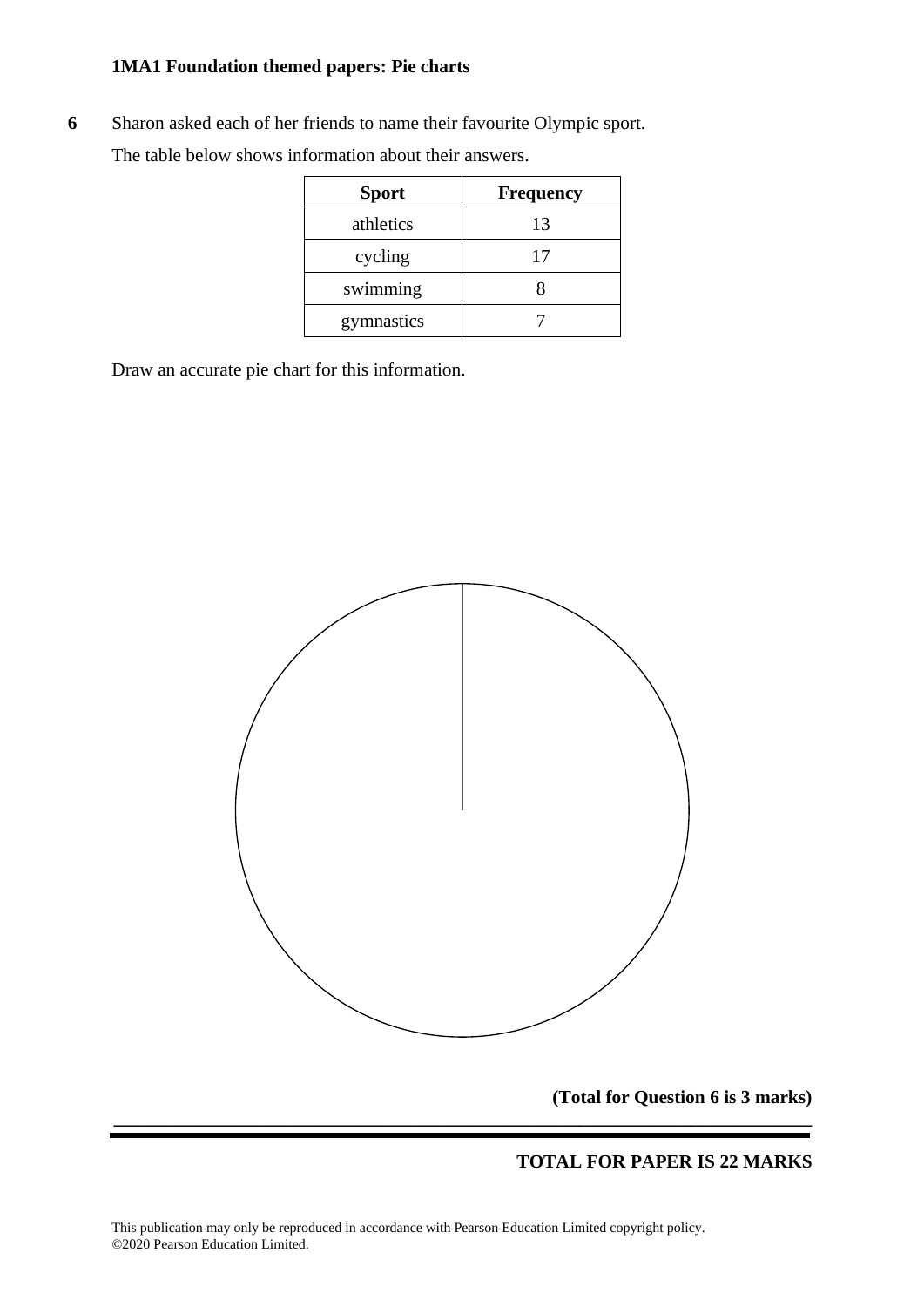**6** Sharon asked each of her friends to name their favourite Olympic sport.

The table below shows information about their answers.

| Sport | Frequency |
|---|---|
| athletics | 13 |
| cycling | 17 |
| swimming | 8 |
| gymnastics | 7 |

Draw an accurate pie chart for this information.

**(Total for Question 6 is 3 marks)**

---

**TOTAL FOR PAPER IS 22 MARKS**

This publication may only be reproduced in accordance with Pearson Education Limited copyright policy.
©2020 Pearson Education Limited.